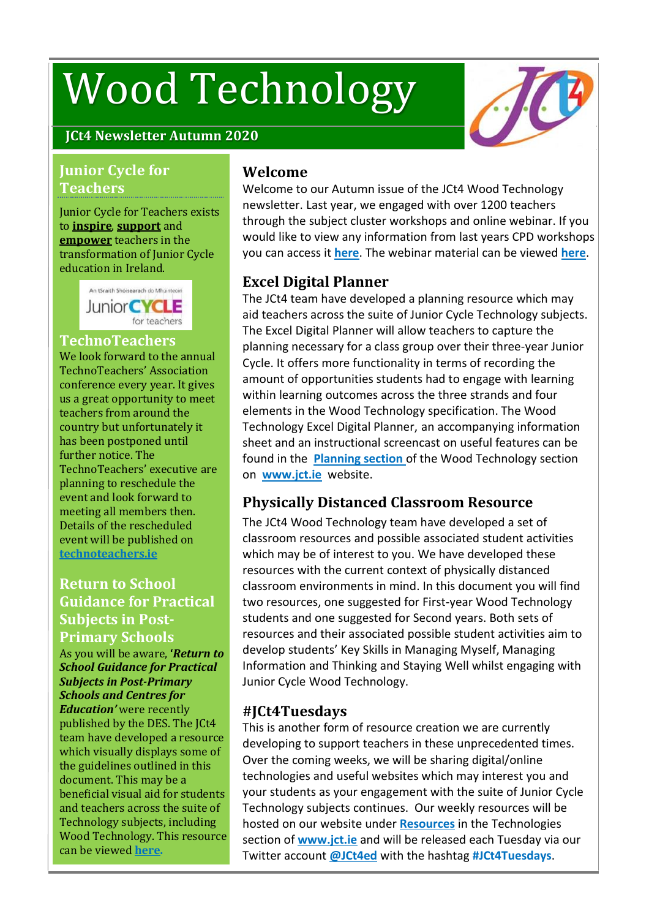# Wood Technology

**JCt4 Newsletter Autumn 2020**

## Junior Cycle for Teachers

Junior Cycle for Teachers exists to **inspire**, **support** and **empower** teachers in the transformation of Junior Cycle education in Ireland.

## TechnoTeachers

We look forward to the annual TechnoTeachers' Association conference every year. It gives us a great opportunity to meet teachers from around the country but unfortunately it has been postponed until further notice. The TechnoTeachers' executive are planning to reschedule the event and look forward to meeting all members then. Details of the rescheduled event will be published on **technoteachers.ie**

## Return to School Guidance for Practical Subjects in Post-Primary Schools

As you will be aware, ***'Return to School Guidance for Practical Subjects in Post-Primary Schools and Centres for Education'*** were recently published by the DES. The JCt4 team have developed a resource which visually displays some of the guidelines outlined in this document. This may be a beneficial visual aid for students and teachers across the suite of Technology subjects, including Wood Technology. This resource can be viewed **here**.

## Welcome

Welcome to our Autumn issue of the JCt4 Wood Technology newsletter. Last year, we engaged with over 1200 teachers through the subject cluster workshops and online webinar. If you would like to view any information from last years CPD workshops you can access it **here**. The webinar material can be viewed **here**.

## Excel Digital Planner

The JCt4 team have developed a planning resource which may aid teachers across the suite of Junior Cycle Technology subjects. The Excel Digital Planner will allow teachers to capture the planning necessary for a class group over their three-year Junior Cycle. It offers more functionality in terms of recording the amount of opportunities students had to engage with learning within learning outcomes across the three strands and four elements in the Wood Technology specification. The Wood Technology Excel Digital Planner, an accompanying information sheet and an instructional screencast on useful features can be found in the **Planning section** of the Wood Technology section on **www.jct.ie** website.

## Physically Distanced Classroom Resource

The JCt4 Wood Technology team have developed a set of classroom resources and possible associated student activities which may be of interest to you. We have developed these resources with the current context of physically distanced classroom environments in mind. In this document you will find two resources, one suggested for First-year Wood Technology students and one suggested for Second years. Both sets of resources and their associated possible student activities aim to develop students' Key Skills in Managing Myself, Managing Information and Thinking and Staying Well whilst engaging with Junior Cycle Wood Technology.

## #JCt4Tuesdays

This is another form of resource creation we are currently developing to support teachers in these unprecedented times. Over the coming weeks, we will be sharing digital/online technologies and useful websites which may interest you and your students as your engagement with the suite of Junior Cycle Technology subjects continues. Our weekly resources will be hosted on our website under **Resources** in the Technologies section of **www.jct.ie** and will be released each Tuesday via our Twitter account **@JCt4ed** with the hashtag **#JCt4Tuesdays**.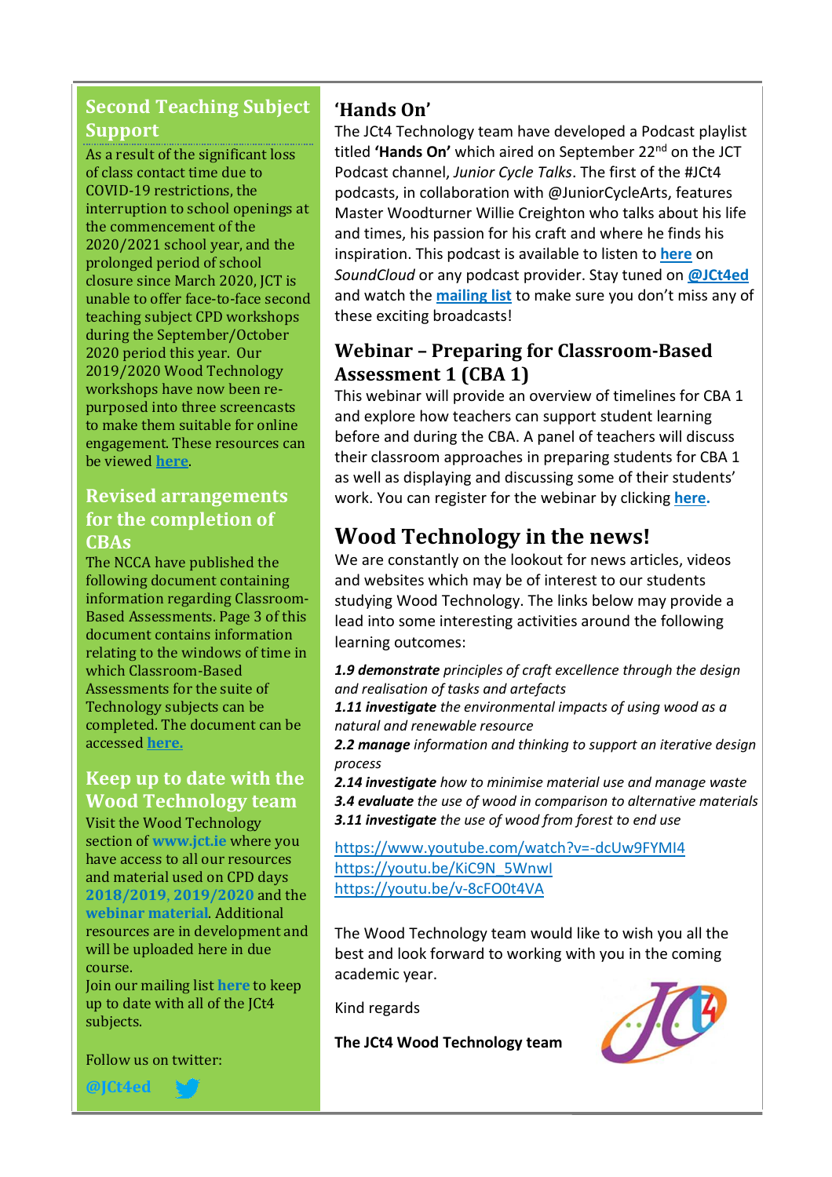## Second Teaching Subject Support

As a result of the significant loss of class contact time due to COVID-19 restrictions, the interruption to school openings at the commencement of the 2020/2021 school year, and the prolonged period of school closure since March 2020, JCT is unable to offer face-to-face second teaching subject CPD workshops during the September/October 2020 period this year. Our 2019/2020 Wood Technology workshops have now been re-purposed into three screencasts to make them suitable for online engagement. These resources can be viewed **here**.

## Revised arrangements for the completion of CBAs

The NCCA have published the following document containing information regarding Classroom-Based Assessments. Page 3 of this document contains information relating to the windows of time in which Classroom-Based Assessments for the suite of Technology subjects can be completed. The document can be accessed **here.**

## Keep up to date with the Wood Technology team

Visit the Wood Technology section of **www.jct.ie** where you have access to all our resources and material used on CPD days **2018/2019**, **2019/2020** and the **webinar material**. Additional resources are in development and will be uploaded here in due course.

Join our mailing list **here** to keep up to date with all of the JCt4 subjects.

Follow us on twitter:

**@JCt4ed**

## 'Hands On'

The JCt4 Technology team have developed a Podcast playlist titled **'Hands On'** which aired on September 22nd on the JCT Podcast channel, *Junior Cycle Talks*. The first of the #JCt4 podcasts, in collaboration with @JuniorCycleArts, features Master Woodturner Willie Creighton who talks about his life and times, his passion for his craft and where he finds his inspiration. This podcast is available to listen to **here** on *SoundCloud* or any podcast provider. Stay tuned on **@JCt4ed** and watch the **mailing list** to make sure you don't miss any of these exciting broadcasts!

## Webinar – Preparing for Classroom-Based Assessment 1 (CBA 1)

This webinar will provide an overview of timelines for CBA 1 and explore how teachers can support student learning before and during the CBA. A panel of teachers will discuss their classroom approaches in preparing students for CBA 1 as well as displaying and discussing some of their students' work. You can register for the webinar by clicking **here.**

# Wood Technology in the news!

We are constantly on the lookout for news articles, videos and websites which may be of interest to our students studying Wood Technology. The links below may provide a lead into some interesting activities around the following learning outcomes:

***1.9 demonstrate*** *principles of craft excellence through the design and realisation of tasks and artefacts*
***1.11 investigate*** *the environmental impacts of using wood as a natural and renewable resource*
***2.2 manage*** *information and thinking to support an iterative design process*
***2.14 investigate*** *how to minimise material use and manage waste*
***3.4 evaluate*** *the use of wood in comparison to alternative materials*
***3.11 investigate*** *the use of wood from forest to end use*

https://www.youtube.com/watch?v=-dcUw9FYMI4
https://youtu.be/KiC9N_5WnwI
https://youtu.be/v-8cFO0t4VA

The Wood Technology team would like to wish you all the best and look forward to working with you in the coming academic year.

Kind regards

**The JCt4 Wood Technology team**